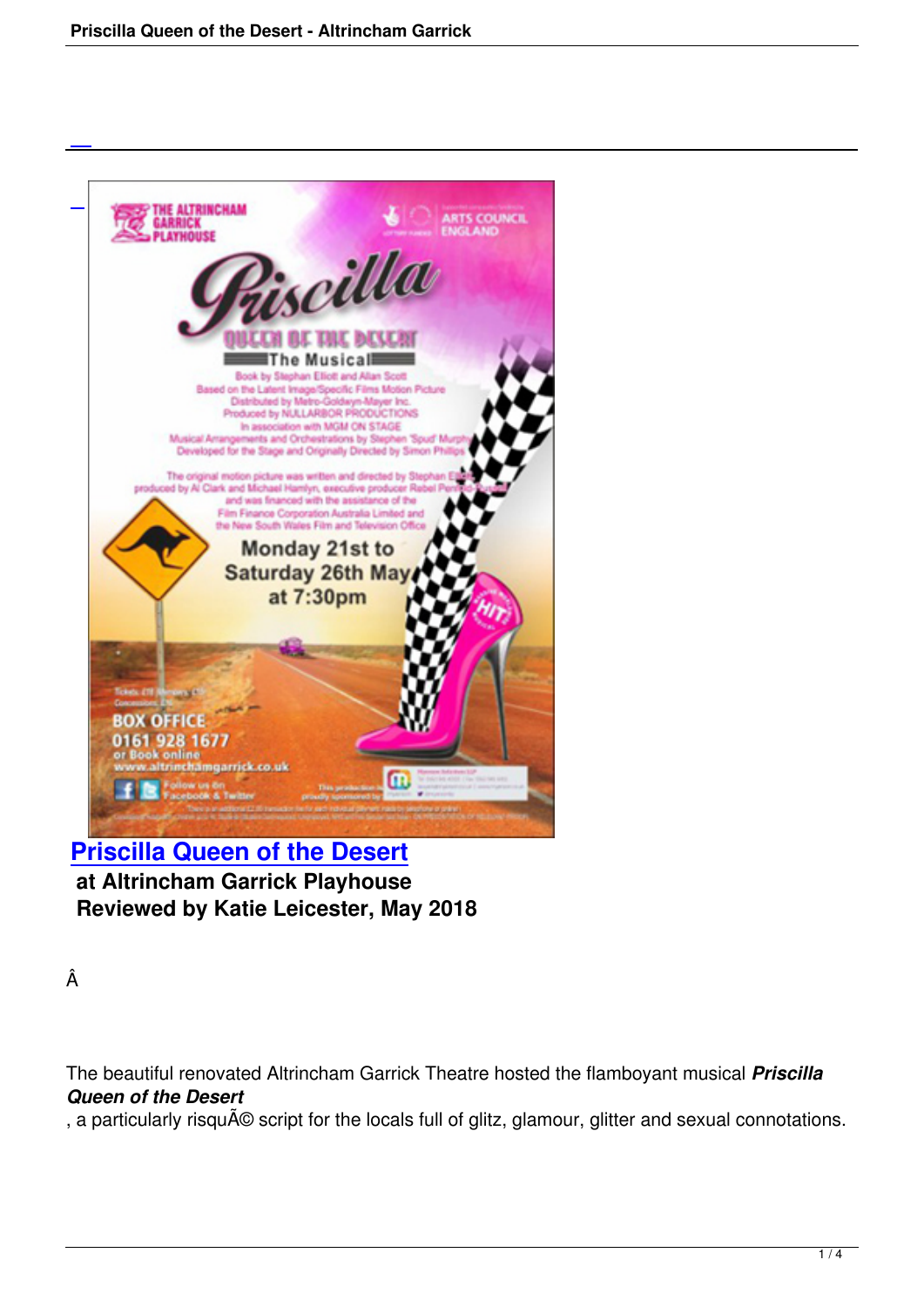## [Priscilla Queen of the Desert](#)

**at Altrincham Garrick Playhouse**

**Reviewed by Katie Leicester, May 2018**

Â

The beautiful renovated Altrincham Garrick Theatre hosted the flamboyant musical ***Priscilla Queen of the Desert***, a particularly risquÃ© script for the locals full of glitz, glamour, glitter and sexual connotations.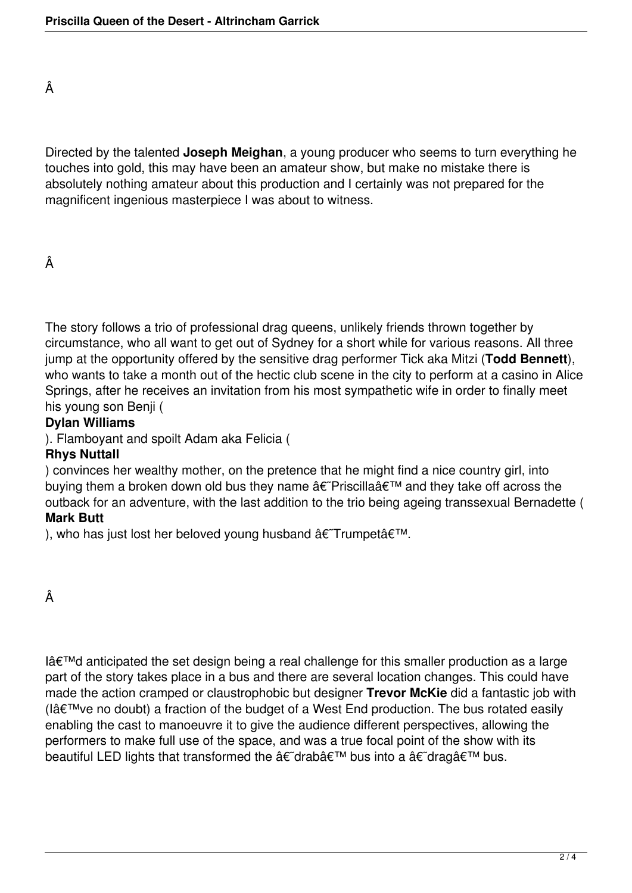Directed by the talented **Joseph Meighan**, a young producer who seems to turn everything he touches into gold, this may have been an amateur show, but make no mistake there is absolutely nothing amateur about this production and I certainly was not prepared for the magnificent ingenious masterpiece I was about to witness.

The story follows a trio of professional drag queens, unlikely friends thrown together by circumstance, who all want to get out of Sydney for a short while for various reasons. All three jump at the opportunity offered by the sensitive drag performer Tick aka Mitzi (**Todd Bennett**), who wants to take a month out of the hectic club scene in the city to perform at a casino in Alice Springs, after he receives an invitation from his most sympathetic wife in order to finally meet his young son Benji (**Dylan Williams**). Flamboyant and spoilt Adam aka Felicia (**Rhys Nuttall**) convinces her wealthy mother, on the pretence that he might find a nice country girl, into buying them a broken down old bus they name 'Priscilla' and they take off across the outback for an adventure, with the last addition to the trio being ageing transsexual Bernadette (**Mark Butt**), who has just lost her beloved young husband 'Trumpet'.

I'd anticipated the set design being a real challenge for this smaller production as a large part of the story takes place in a bus and there are several location changes. This could have made the action cramped or claustrophobic but designer **Trevor McKie** did a fantastic job with (I've no doubt) a fraction of the budget of a West End production. The bus rotated easily enabling the cast to manoeuvre it to give the audience different perspectives, allowing the performers to make full use of the space, and was a true focal point of the show with its beautiful LED lights that transformed the 'drab' bus into a 'drag' bus.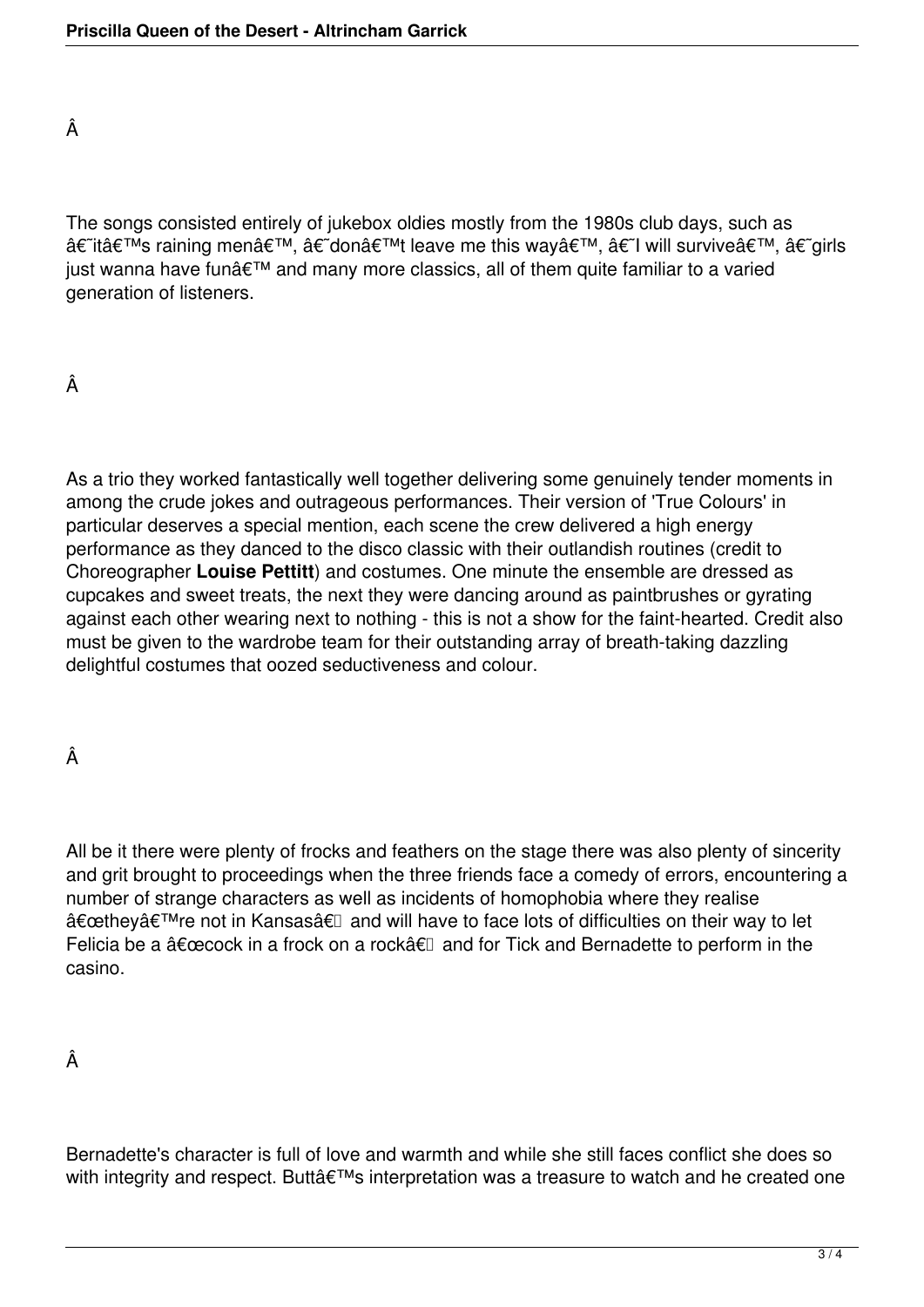Â

The songs consisted entirely of jukebox oldies mostly from the 1980s club days, such as â€˜itâ€™s raining menâ€™, â€˜donâ€™t leave me this wayâ€™, â€˜I will surviveâ€™, â€˜girls just wanna have funâ€™ and many more classics, all of them quite familiar to a varied generation of listeners.

Â

As a trio they worked fantastically well together delivering some genuinely tender moments in among the crude jokes and outrageous performances. Their version of 'True Colours' in particular deserves a special mention, each scene the crew delivered a high energy performance as they danced to the disco classic with their outlandish routines (credit to Choreographer **Louise Pettitt**) and costumes. One minute the ensemble are dressed as cupcakes and sweet treats, the next they were dancing around as paintbrushes or gyrating against each other wearing next to nothing - this is not a show for the faint-hearted. Credit also must be given to the wardrobe team for their outstanding array of breath-taking dazzling delightful costumes that oozed seductiveness and colour.

Â

All be it there were plenty of frocks and feathers on the stage there was also plenty of sincerity and grit brought to proceedings when the three friends face a comedy of errors, encountering a number of strange characters as well as incidents of homophobia where they realise â€œtheyâ€™re not in Kansasâ€ and will have to face lots of difficulties on their way to let Felicia be a â€œcock in a frock on a rockâ€ and for Tick and Bernadette to perform in the casino.

Â

Bernadette's character is full of love and warmth and while she still faces conflict she does so with integrity and respect. Buttâ€™s interpretation was a treasure to watch and he created one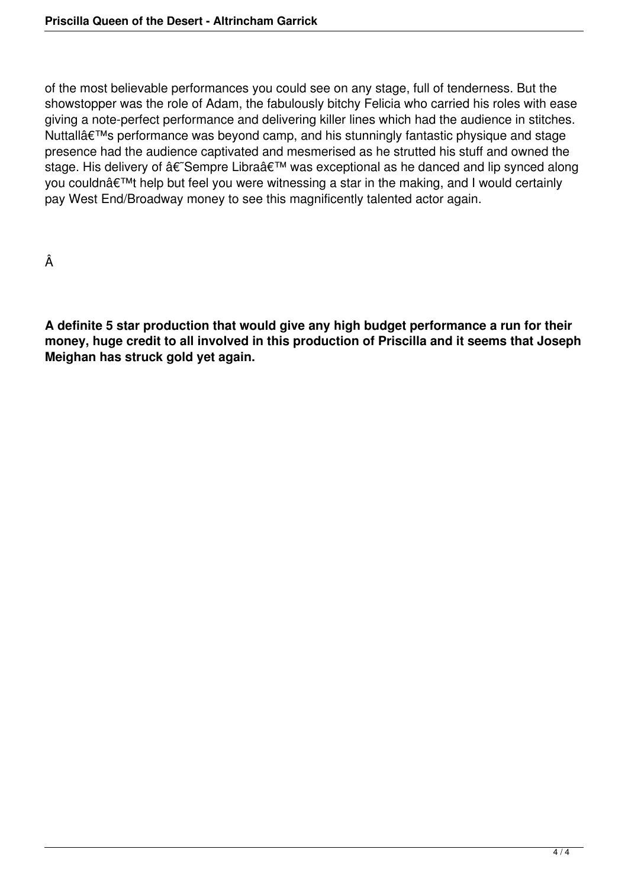of the most believable performances you could see on any stage, full of tenderness. But the showstopper was the role of Adam, the fabulously bitchy Felicia who carried his roles with ease giving a note-perfect performance and delivering killer lines which had the audience in stitches. Nuttallâ€™s performance was beyond camp, and his stunningly fantastic physique and stage presence had the audience captivated and mesmerised as he strutted his stuff and owned the stage. His delivery of â€˜Sempre Libraâ€™ was exceptional as he danced and lip synced along you couldnâ€™t help but feel you were witnessing a star in the making, and I would certainly pay West End/Broadway money to see this magnificently talented actor again.

Â

**A definite 5 star production that would give any high budget performance a run for their money, huge credit to all involved in this production of Priscilla and it seems that Joseph Meighan has struck gold yet again.**